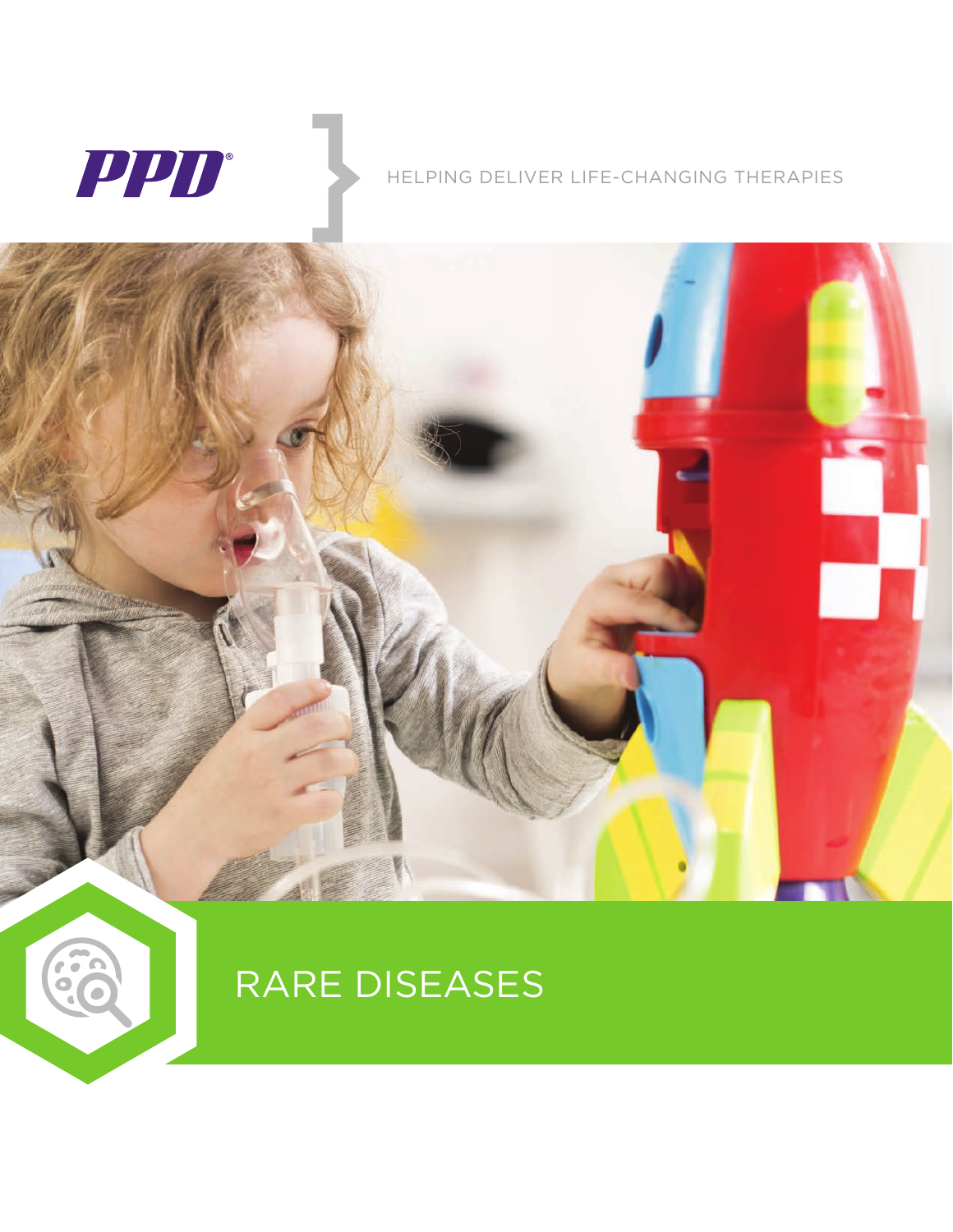PPD®

HELPING DELIVER LIFE-CHANGING THERAPIES

# RARE DISEASES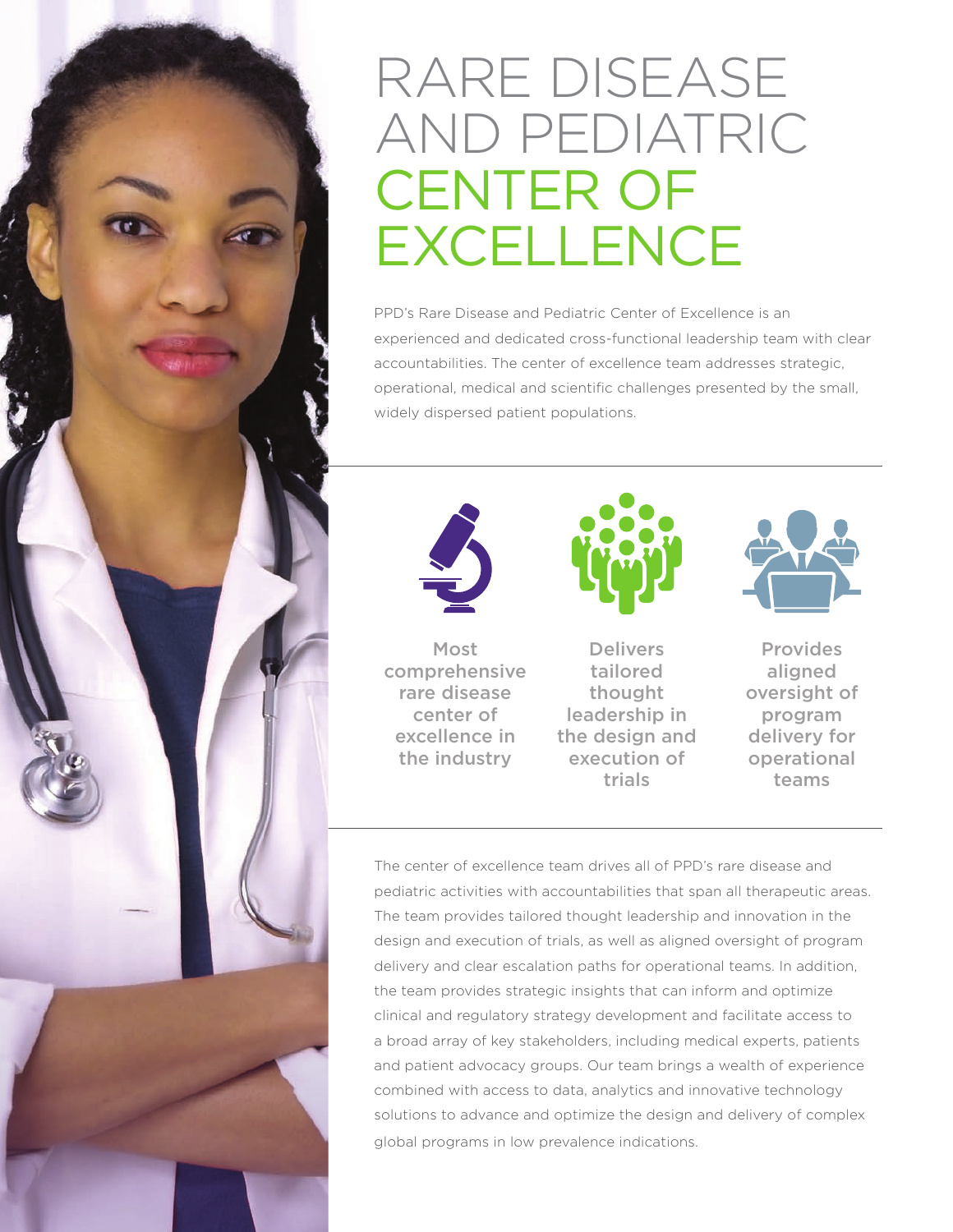# RARE DISEASE AND PEDIATRIC CENTER OF EXCELLENCE

PPD's Rare Disease and Pediatric Center of Excellence is an experienced and dedicated cross-functional leadership team with clear accountabilities. The center of excellence team addresses strategic, operational, medical and scientific challenges presented by the small, widely dispersed patient populations.

Most comprehensive rare disease center of excellence in the industry

Delivers tailored thought leadership in the design and execution of trials

Provides aligned oversight of program delivery for operational teams

The center of excellence team drives all of PPD's rare disease and pediatric activities with accountabilities that span all therapeutic areas. The team provides tailored thought leadership and innovation in the design and execution of trials, as well as aligned oversight of program delivery and clear escalation paths for operational teams. In addition, the team provides strategic insights that can inform and optimize clinical and regulatory strategy development and facilitate access to a broad array of key stakeholders, including medical experts, patients and patient advocacy groups. Our team brings a wealth of experience combined with access to data, analytics and innovative technology solutions to advance and optimize the design and delivery of complex global programs in low prevalence indications.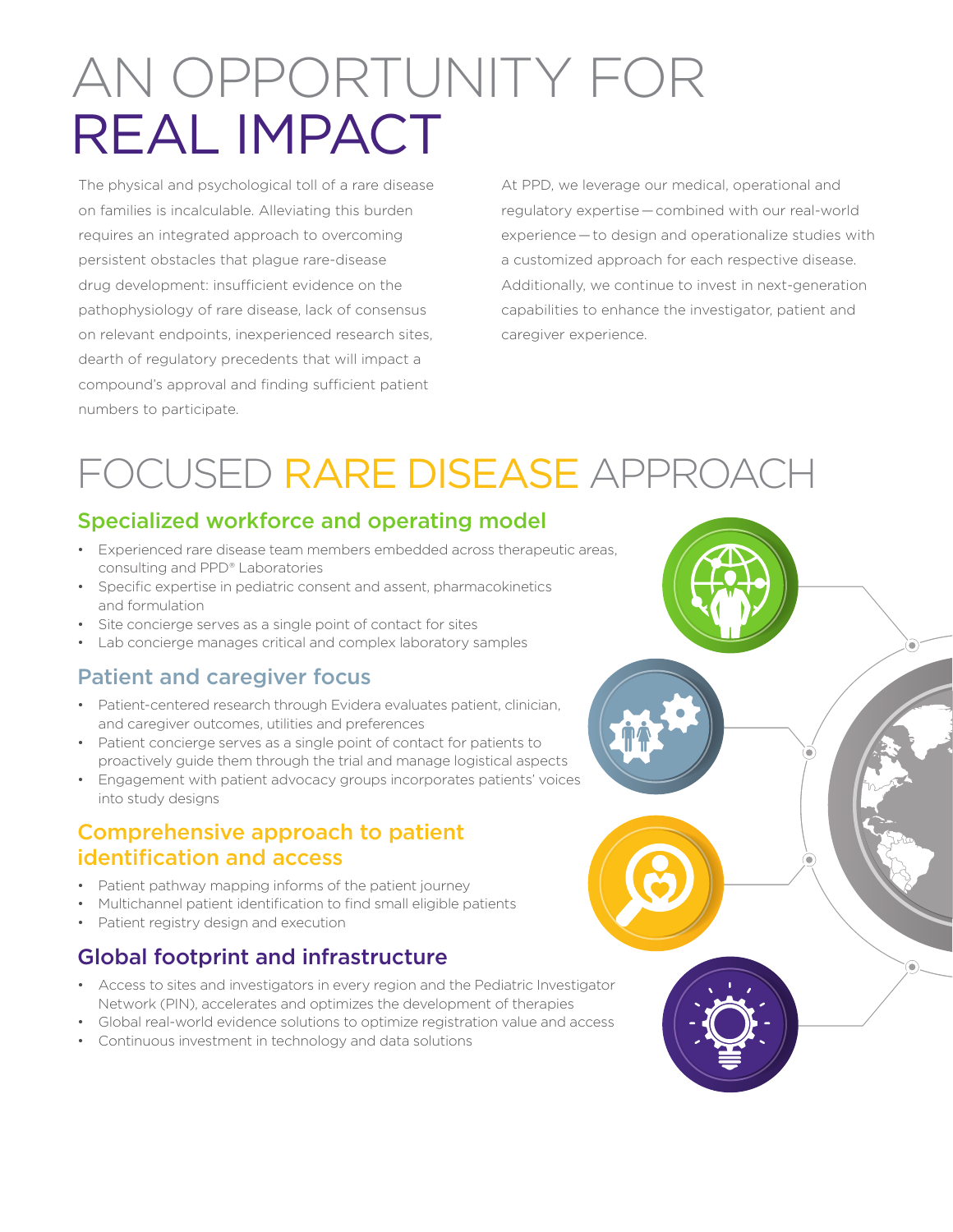# AN OPPORTUNITY FOR REAL IMPACT

The physical and psychological toll of a rare disease on families is incalculable. Alleviating this burden requires an integrated approach to overcoming persistent obstacles that plague rare-disease drug development: insufficient evidence on the pathophysiology of rare disease, lack of consensus on relevant endpoints, inexperienced research sites, dearth of regulatory precedents that will impact a compound's approval and finding sufficient patient numbers to participate.

At PPD, we leverage our medical, operational and regulatory expertise — combined with our real-world experience — to design and operationalize studies with a customized approach for each respective disease. Additionally, we continue to invest in next-generation capabilities to enhance the investigator, patient and caregiver experience.

# FOCUSED RARE DISEASE APPROACH

## Specialized workforce and operating model

- Experienced rare disease team members embedded across therapeutic areas, consulting and PPD® Laboratories
- Specific expertise in pediatric consent and assent, pharmacokinetics and formulation
- Site concierge serves as a single point of contact for sites
- Lab concierge manages critical and complex laboratory samples

## Patient and caregiver focus

- Patient-centered research through Evidera evaluates patient, clinician, and caregiver outcomes, utilities and preferences
- Patient concierge serves as a single point of contact for patients to proactively guide them through the trial and manage logistical aspects
- Engagement with patient advocacy groups incorporates patients' voices into study designs

## Comprehensive approach to patient identification and access

- Patient pathway mapping informs of the patient journey
- Multichannel patient identification to find small eligible patients
- Patient registry design and execution

## Global footprint and infrastructure

- Access to sites and investigators in every region and the Pediatric Investigator Network (PIN), accelerates and optimizes the development of therapies
- Global real-world evidence solutions to optimize registration value and access
- Continuous investment in technology and data solutions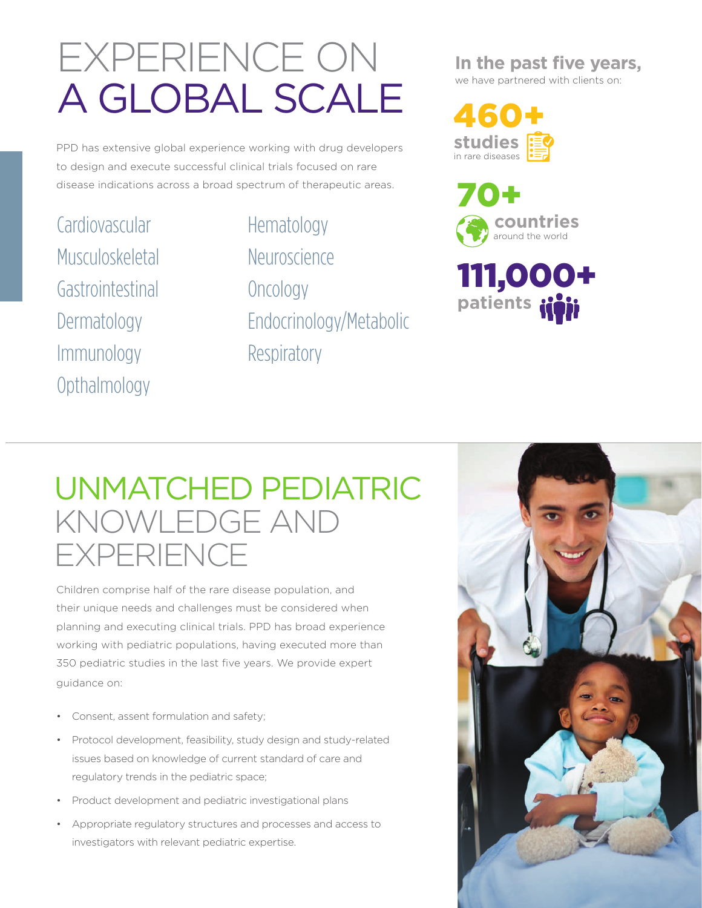# EXPERIENCE ON A GLOBAL SCALE

PPD has extensive global experience working with drug developers to design and execute successful clinical trials focused on rare disease indications across a broad spectrum of therapeutic areas.

- Cardiovascular
- Musculoskeletal
- Gastrointestinal
- Dermatology
- Immunology
- Opthalmology
- Hematology
- Neuroscience
- Oncology
- Endocrinology/Metabolic
- Respiratory

**In the past five years,**
we have partnered with clients on:

**460+**
**studies**
in rare diseases

**70+**
**countries**
around the world

**111,000+**
**patients**

# UNMATCHED PEDIATRIC KNOWLEDGE AND EXPERIENCE

Children comprise half of the rare disease population, and their unique needs and challenges must be considered when planning and executing clinical trials. PPD has broad experience working with pediatric populations, having executed more than 350 pediatric studies in the last five years. We provide expert guidance on:

- Consent, assent formulation and safety;
- Protocol development, feasibility, study design and study-related issues based on knowledge of current standard of care and regulatory trends in the pediatric space;
- Product development and pediatric investigational plans
- Appropriate regulatory structures and processes and access to investigators with relevant pediatric expertise.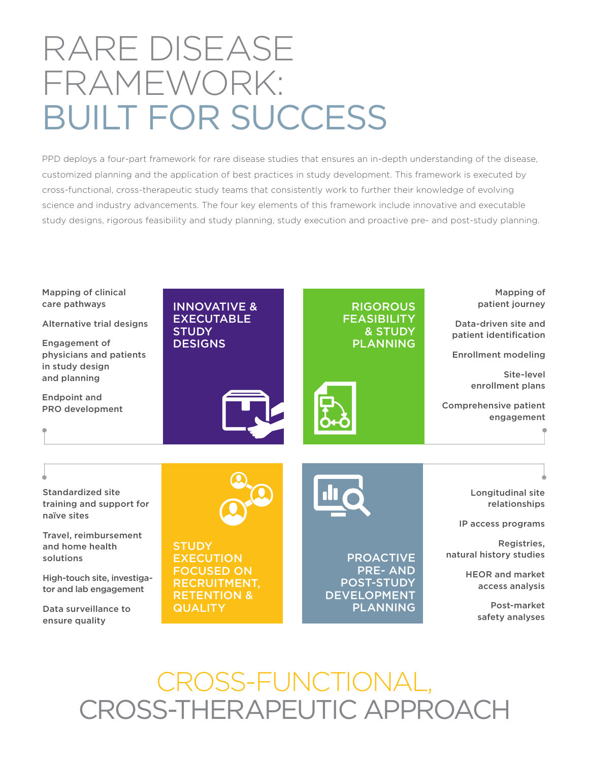# RARE DISEASE FRAMEWORK: BUILT FOR SUCCESS

PPD deploys a four-part framework for rare disease studies that ensures an in-depth understanding of the disease, customized planning and the application of best practices in study development. This framework is executed by cross-functional, cross-therapeutic study teams that consistently work to further their knowledge of evolving science and industry advancements. The four key elements of this framework include innovative and executable study designs, rigorous feasibility and study planning, study execution and proactive pre- and post-study planning.

## INNOVATIVE & EXECUTABLE STUDY DESIGNS

- Mapping of clinical care pathways
- Alternative trial designs
- Engagement of physicians and patients in study design and planning
- Endpoint and PRO development

## RIGOROUS FEASIBILITY & STUDY PLANNING

- Mapping of patient journey
- Data-driven site and patient identification
- Enrollment modeling
- Site-level enrollment plans
- Comprehensive patient engagement

## STUDY EXECUTION FOCUSED ON RECRUITMENT, RETENTION & QUALITY

- Standardized site training and support for naïve sites
- Travel, reimbursement and home health solutions
- High-touch site, investigator and lab engagement
- Data surveillance to ensure quality

## PROACTIVE PRE- AND POST-STUDY DEVELOPMENT PLANNING

- Longitudinal site relationships
- IP access programs
- Registries, natural history studies
- HEOR and market access analysis
- Post-market safety analyses

# CROSS-FUNCTIONAL, CROSS-THERAPEUTIC APPROACH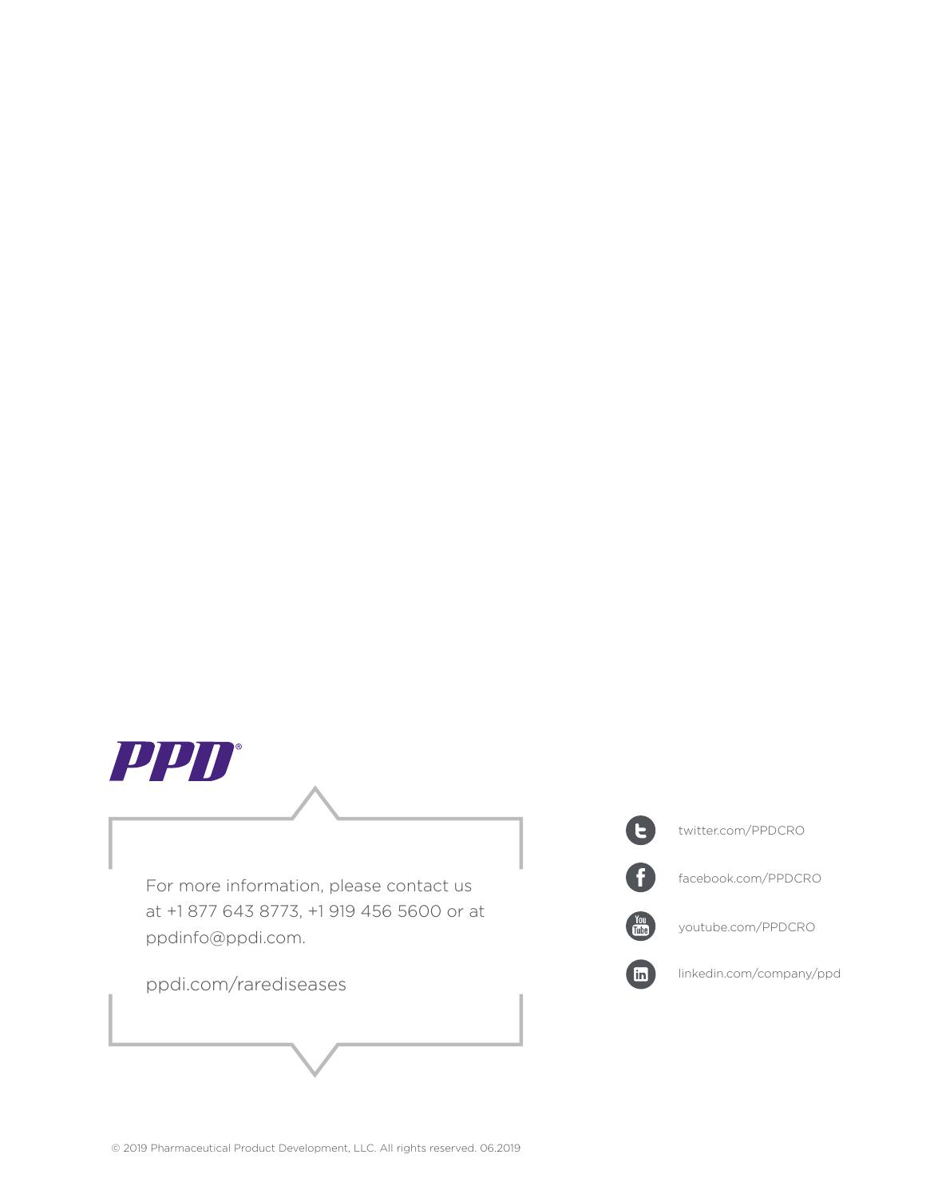PPD®

For more information, please contact us at +1 877 643 8773, +1 919 456 5600 or at ppdinfo@ppdi.com.

ppdi.com/rarediseases

twitter.com/PPDCRO

facebook.com/PPDCRO

youtube.com/PPDCRO

linkedin.com/company/ppd

© 2019 Pharmaceutical Product Development, LLC. All rights reserved. 06.2019